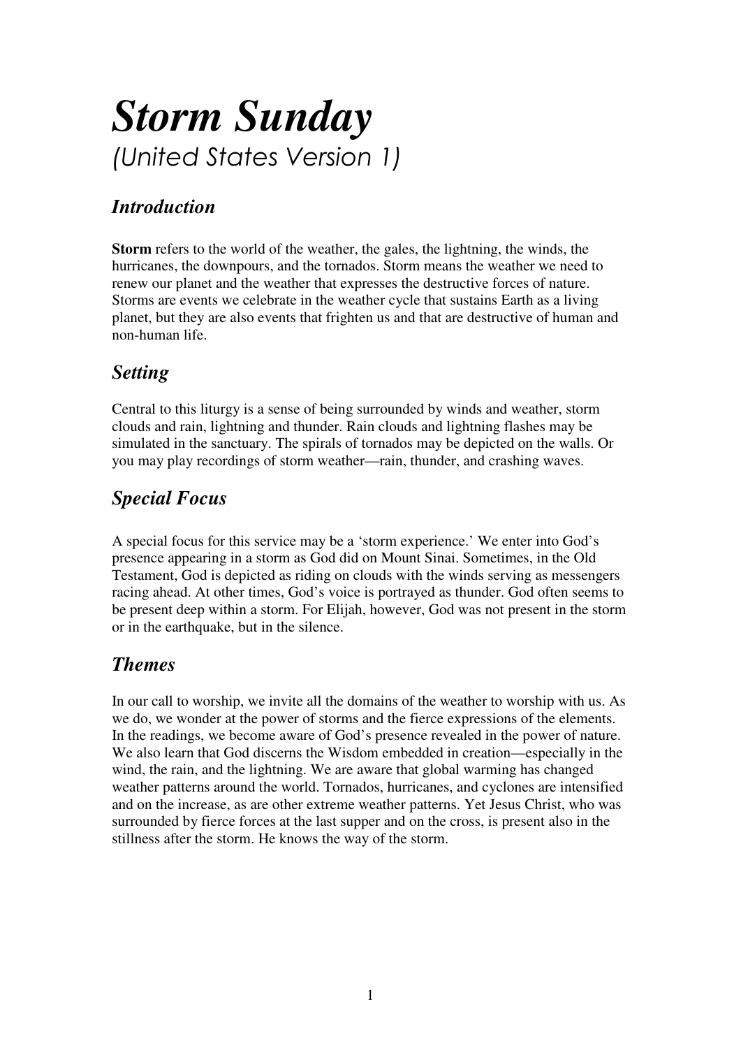# *Storm Sunday*

*(United States Version 1)*

## *Introduction*

**Storm** refers to the world of the weather, the gales, the lightning, the winds, the hurricanes, the downpours, and the tornados. Storm means the weather we need to renew our planet and the weather that expresses the destructive forces of nature. Storms are events we celebrate in the weather cycle that sustains Earth as a living planet, but they are also events that frighten us and that are destructive of human and non-human life.

## *Setting*

Central to this liturgy is a sense of being surrounded by winds and weather, storm clouds and rain, lightning and thunder. Rain clouds and lightning flashes may be simulated in the sanctuary. The spirals of tornados may be depicted on the walls. Or you may play recordings of storm weather—rain, thunder, and crashing waves.

## *Special Focus*

A special focus for this service may be a 'storm experience.' We enter into God's presence appearing in a storm as God did on Mount Sinai. Sometimes, in the Old Testament, God is depicted as riding on clouds with the winds serving as messengers racing ahead. At other times, God's voice is portrayed as thunder. God often seems to be present deep within a storm. For Elijah, however, God was not present in the storm or in the earthquake, but in the silence.

## *Themes*

In our call to worship, we invite all the domains of the weather to worship with us. As we do, we wonder at the power of storms and the fierce expressions of the elements. In the readings, we become aware of God's presence revealed in the power of nature. We also learn that God discerns the Wisdom embedded in creation—especially in the wind, the rain, and the lightning. We are aware that global warming has changed weather patterns around the world. Tornados, hurricanes, and cyclones are intensified and on the increase, as are other extreme weather patterns. Yet Jesus Christ, who was surrounded by fierce forces at the last supper and on the cross, is present also in the stillness after the storm. He knows the way of the storm.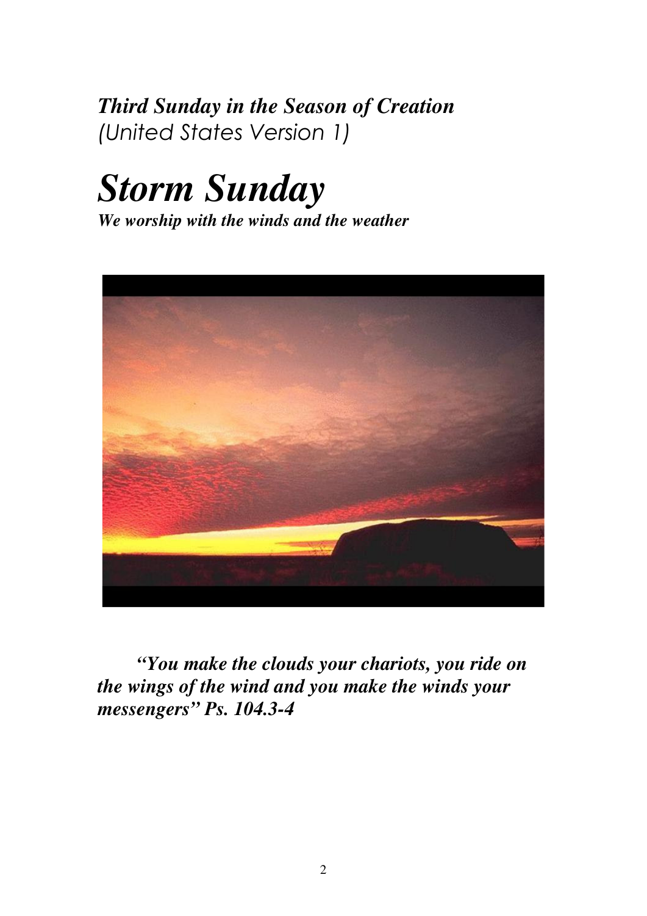***Third Sunday in the Season of Creation***
*(United States Version 1)*

# *Storm Sunday*

***We worship with the winds and the weather***

***"You make the clouds your chariots, you ride on the wings of the wind and you make the winds your messengers" Ps. 104.3-4***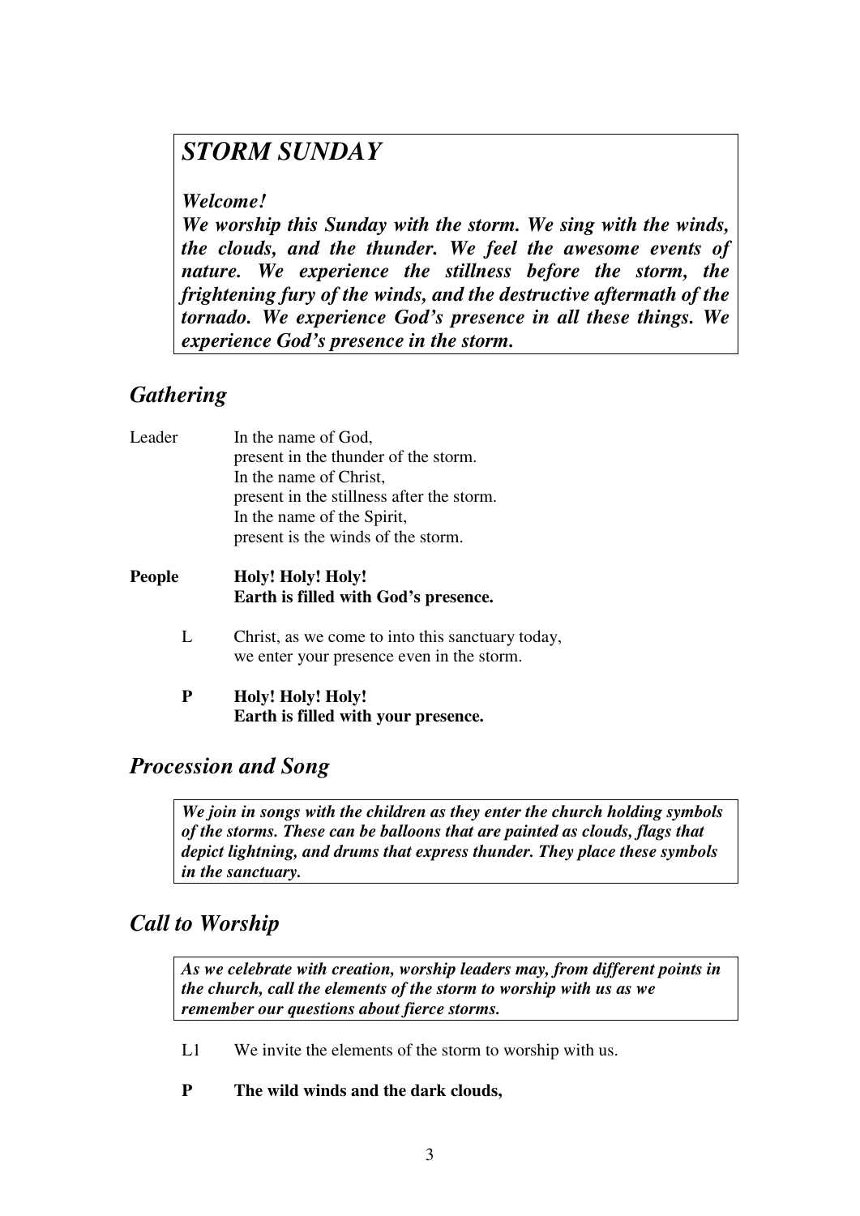## *STORM SUNDAY*

***Welcome!***
***We worship this Sunday with the storm. We sing with the winds, the clouds, and the thunder. We feel the awesome events of nature. We experience the stillness before the storm, the frightening fury of the winds, and the destructive aftermath of the tornado. We experience God's presence in all these things. We experience God's presence in the storm.***

## *Gathering*

Leader In the name of God,
present in the thunder of the storm.
In the name of Christ,
present in the stillness after the storm.
In the name of the Spirit,
present is the winds of the storm.

**People Holy! Holy! Holy!**
**Earth is filled with God's presence.**

L Christ, as we come to into this sanctuary today,
we enter your presence even in the storm.

**P Holy! Holy! Holy!**
**Earth is filled with your presence.**

## *Procession and Song*

***We join in songs with the children as they enter the church holding symbols of the storms. These can be balloons that are painted as clouds, flags that depict lightning, and drums that express thunder. They place these symbols in the sanctuary.***

## *Call to Worship*

***As we celebrate with creation, worship leaders may, from different points in the church, call the elements of the storm to worship with us as we remember our questions about fierce storms.***

L1 We invite the elements of the storm to worship with us.

**P The wild winds and the dark clouds,**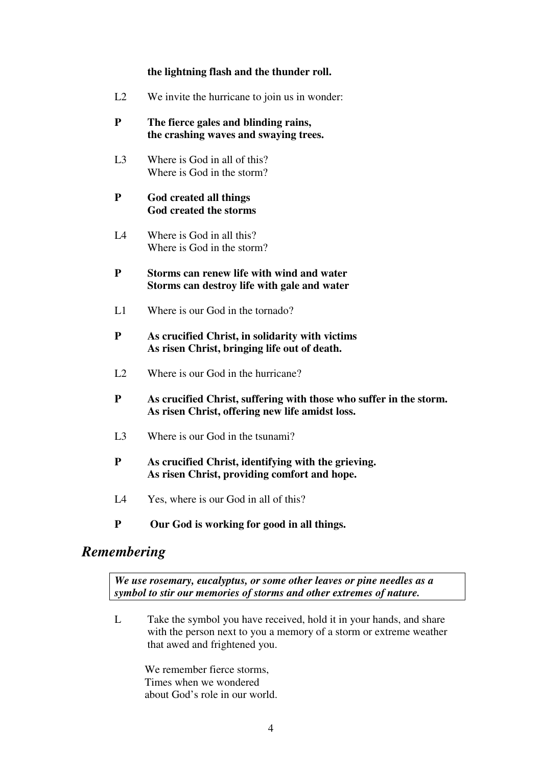**the lightning flash and the thunder roll.**

L2 We invite the hurricane to join us in wonder:

**P The fierce gales and blinding rains,**
**the crashing waves and swaying trees.**

L3 Where is God in all of this?
Where is God in the storm?

**P God created all things**
**God created the storms**

L4 Where is God in all this?
Where is God in the storm?

**P Storms can renew life with wind and water**
**Storms can destroy life with gale and water**

L1 Where is our God in the tornado?

**P As crucified Christ, in solidarity with victims**
**As risen Christ, bringing life out of death.**

L2 Where is our God in the hurricane?

**P As crucified Christ, suffering with those who suffer in the storm.**
**As risen Christ, offering new life amidst loss.**

L3 Where is our God in the tsunami?

**P As crucified Christ, identifying with the grieving.**
**As risen Christ, providing comfort and hope.**

L4 Yes, where is our God in all of this?

**P Our God is working for good in all things.**

## *Remembering*

***We use rosemary, eucalyptus, or some other leaves or pine needles as a symbol to stir our memories of storms and other extremes of nature.***

L Take the symbol you have received, hold it in your hands, and share with the person next to you a memory of a storm or extreme weather that awed and frightened you.

We remember fierce storms,
Times when we wondered
about God's role in our world.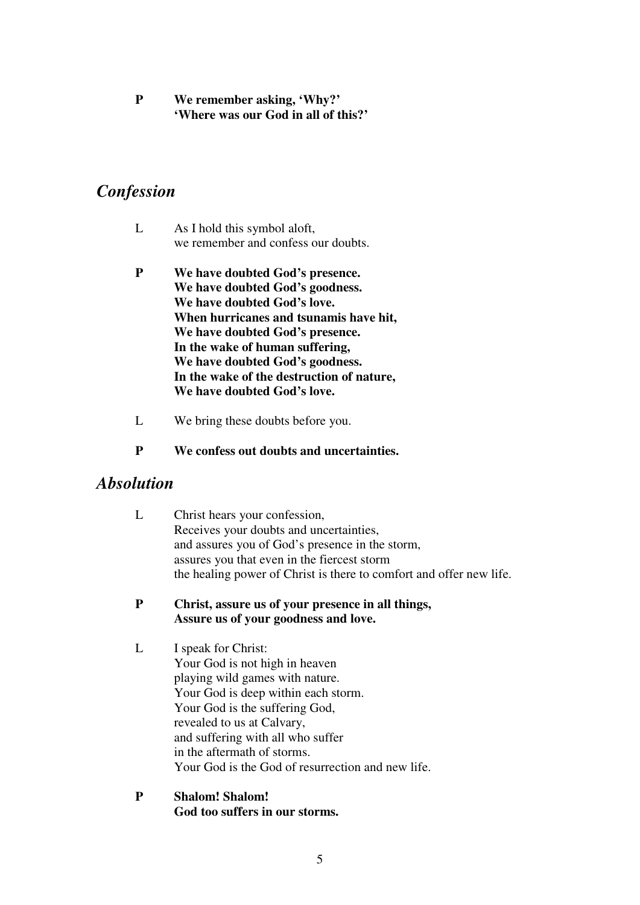**P** **We remember asking, 'Why?'**
**'Where was our God in all of this?'**

## *Confession*

L As I hold this symbol aloft,
we remember and confess our doubts.

**P** **We have doubted God's presence.**
**We have doubted God's goodness.**
**We have doubted God's love.**
**When hurricanes and tsunamis have hit,**
**We have doubted God's presence.**
**In the wake of human suffering,**
**We have doubted God's goodness.**
**In the wake of the destruction of nature,**
**We have doubted God's love.**

L We bring these doubts before you.

**P** **We confess out doubts and uncertainties.**

## *Absolution*

L Christ hears your confession,
Receives your doubts and uncertainties,
and assures you of God's presence in the storm,
assures you that even in the fiercest storm
the healing power of Christ is there to comfort and offer new life.

**P** **Christ, assure us of your presence in all things,**
**Assure us of your goodness and love.**

L I speak for Christ:
Your God is not high in heaven
playing wild games with nature.
Your God is deep within each storm.
Your God is the suffering God,
revealed to us at Calvary,
and suffering with all who suffer
in the aftermath of storms.
Your God is the God of resurrection and new life.

**P** **Shalom! Shalom!**
**God too suffers in our storms.**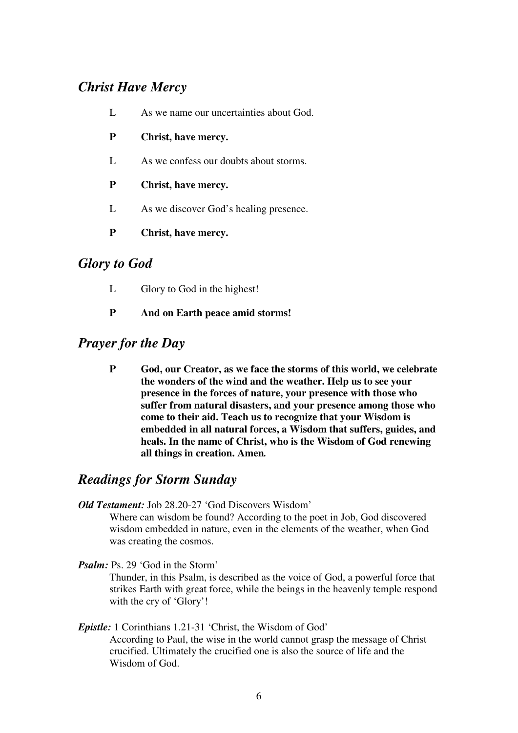## *Christ Have Mercy*

L As we name our uncertainties about God.

**P Christ, have mercy.**

L As we confess our doubts about storms.

**P Christ, have mercy.**

L As we discover God's healing presence.

**P Christ, have mercy.**

## *Glory to God*

L Glory to God in the highest!

**P And on Earth peace amid storms!**

## *Prayer for the Day*

**P God, our Creator, as we face the storms of this world, we celebrate the wonders of the wind and the weather. Help us to see your presence in the forces of nature, your presence with those who suffer from natural disasters, and your presence among those who come to their aid. Teach us to recognize that your Wisdom is embedded in all natural forces, a Wisdom that suffers, guides, and heals. In the name of Christ, who is the Wisdom of God renewing all things in creation. Amen*.***

## *Readings for Storm Sunday*

***Old Testament:*** Job 28.20-27 'God Discovers Wisdom'

Where can wisdom be found? According to the poet in Job, God discovered wisdom embedded in nature, even in the elements of the weather, when God was creating the cosmos.

***Psalm:*** Ps. 29 'God in the Storm'

Thunder, in this Psalm, is described as the voice of God, a powerful force that strikes Earth with great force, while the beings in the heavenly temple respond with the cry of 'Glory'!

***Epistle:*** 1 Corinthians 1.21-31 'Christ, the Wisdom of God'

According to Paul, the wise in the world cannot grasp the message of Christ crucified. Ultimately the crucified one is also the source of life and the Wisdom of God.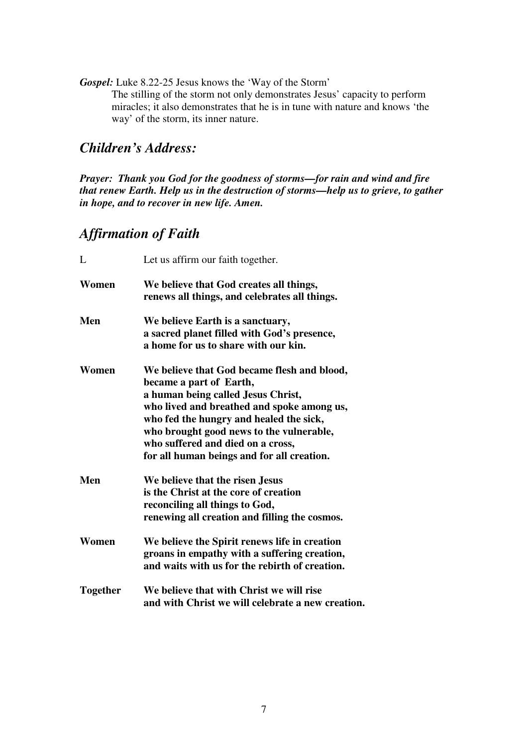***Gospel:*** Luke 8.22-25 Jesus knows the 'Way of the Storm'

The stilling of the storm not only demonstrates Jesus' capacity to perform miracles; it also demonstrates that he is in tune with nature and knows 'the way' of the storm, its inner nature.

## *Children's Address:*

***Prayer: Thank you God for the goodness of storms—for rain and wind and fire that renew Earth. Help us in the destruction of storms—help us to grieve, to gather in hope, and to recover in new life. Amen.***

## *Affirmation of Faith*

L Let us affirm our faith together.

**Women** **We believe that God creates all things,**
**renews all things, and celebrates all things.**

**Men** **We believe Earth is a sanctuary,**
**a sacred planet filled with God's presence,**
**a home for us to share with our kin.**

**Women** **We believe that God became flesh and blood,**
**became a part of Earth,**
**a human being called Jesus Christ,**
**who lived and breathed and spoke among us,**
**who fed the hungry and healed the sick,**
**who brought good news to the vulnerable,**
**who suffered and died on a cross,**
**for all human beings and for all creation.**

**Men** **We believe that the risen Jesus**
**is the Christ at the core of creation**
**reconciling all things to God,**
**renewing all creation and filling the cosmos.**

**Women** **We believe the Spirit renews life in creation**
**groans in empathy with a suffering creation,**
**and waits with us for the rebirth of creation.**

**Together** **We believe that with Christ we will rise**
**and with Christ we will celebrate a new creation.**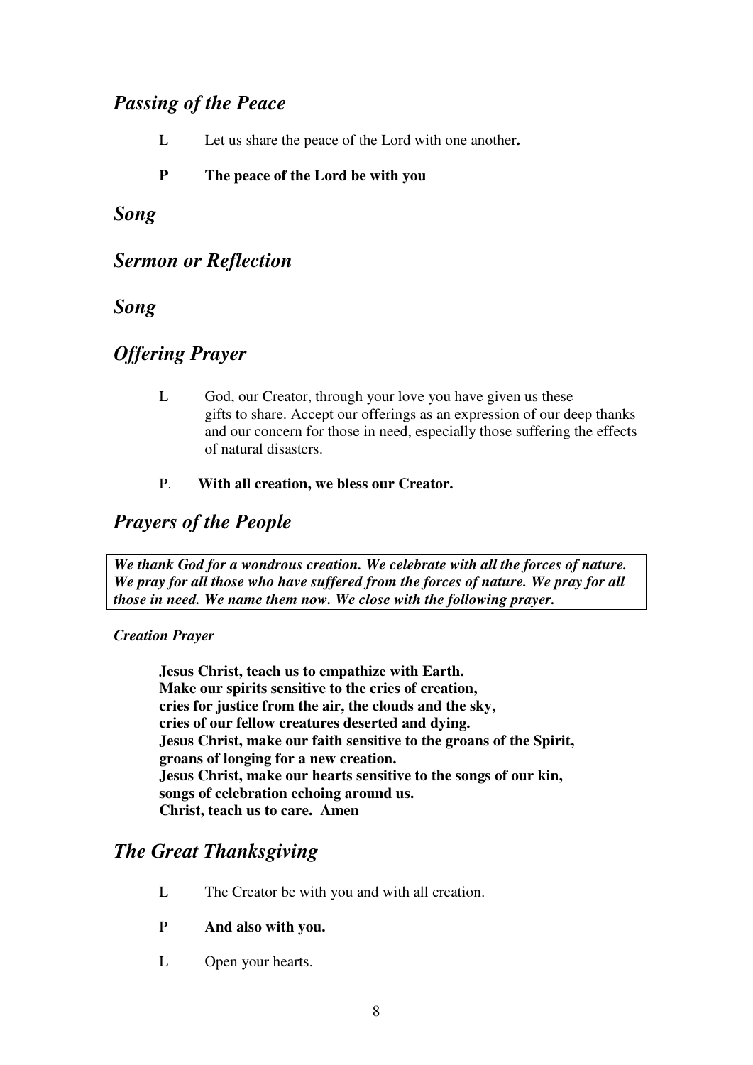## *Passing of the Peace*

L Let us share the peace of the Lord with one another**.**

**P The peace of the Lord be with you**

## *Song*

## *Sermon or Reflection*

## *Song*

## *Offering Prayer*

L God, our Creator, through your love you have given us these gifts to share. Accept our offerings as an expression of our deep thanks and our concern for those in need, especially those suffering the effects of natural disasters.

P. **With all creation, we bless our Creator.**

## *Prayers of the People*

***We thank God for a wondrous creation. We celebrate with all the forces of nature. We pray for all those who have suffered from the forces of nature. We pray for all those in need. We name them now. We close with the following prayer.***

***Creation Prayer***

**Jesus Christ, teach us to empathize with Earth.**
**Make our spirits sensitive to the cries of creation,**
**cries for justice from the air, the clouds and the sky,**
**cries of our fellow creatures deserted and dying.**
**Jesus Christ, make our faith sensitive to the groans of the Spirit,**
**groans of longing for a new creation.**
**Jesus Christ, make our hearts sensitive to the songs of our kin,**
**songs of celebration echoing around us.**
**Christ, teach us to care. Amen**

## *The Great Thanksgiving*

L The Creator be with you and with all creation.

P **And also with you.**

L Open your hearts.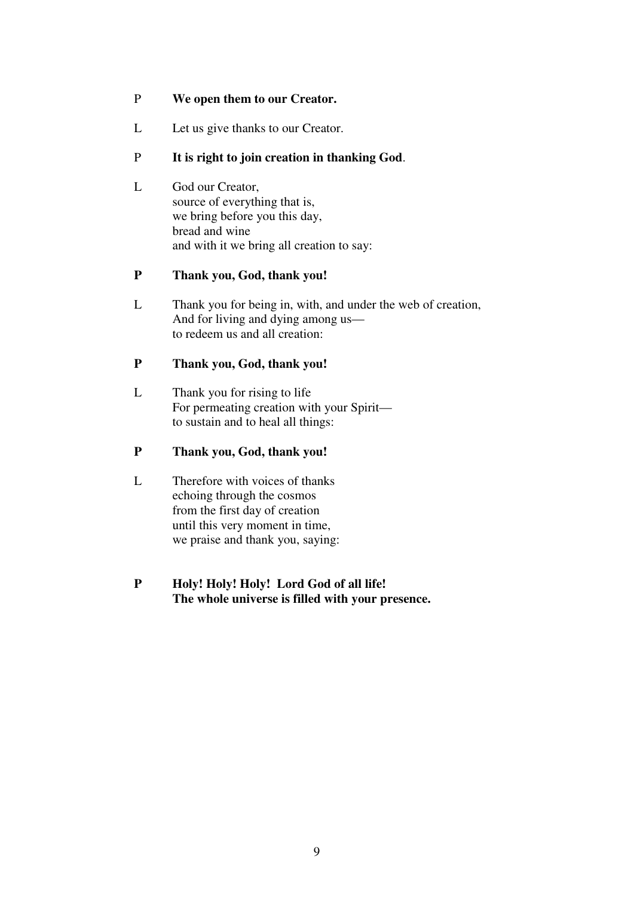P **We open them to our Creator.**

L Let us give thanks to our Creator.

P **It is right to join creation in thanking God**.

L God our Creator,  
source of everything that is,  
we bring before you this day,  
bread and wine  
and with it we bring all creation to say:

**P Thank you, God, thank you!**

L Thank you for being in, with, and under the web of creation,  
And for living and dying among us—  
to redeem us and all creation:

**P Thank you, God, thank you!**

L Thank you for rising to life  
For permeating creation with your Spirit—  
to sustain and to heal all things:

**P Thank you, God, thank you!**

L Therefore with voices of thanks  
echoing through the cosmos  
from the first day of creation  
until this very moment in time,  
we praise and thank you, saying:

**P Holy! Holy! Holy! Lord God of all life!**  
**The whole universe is filled with your presence.**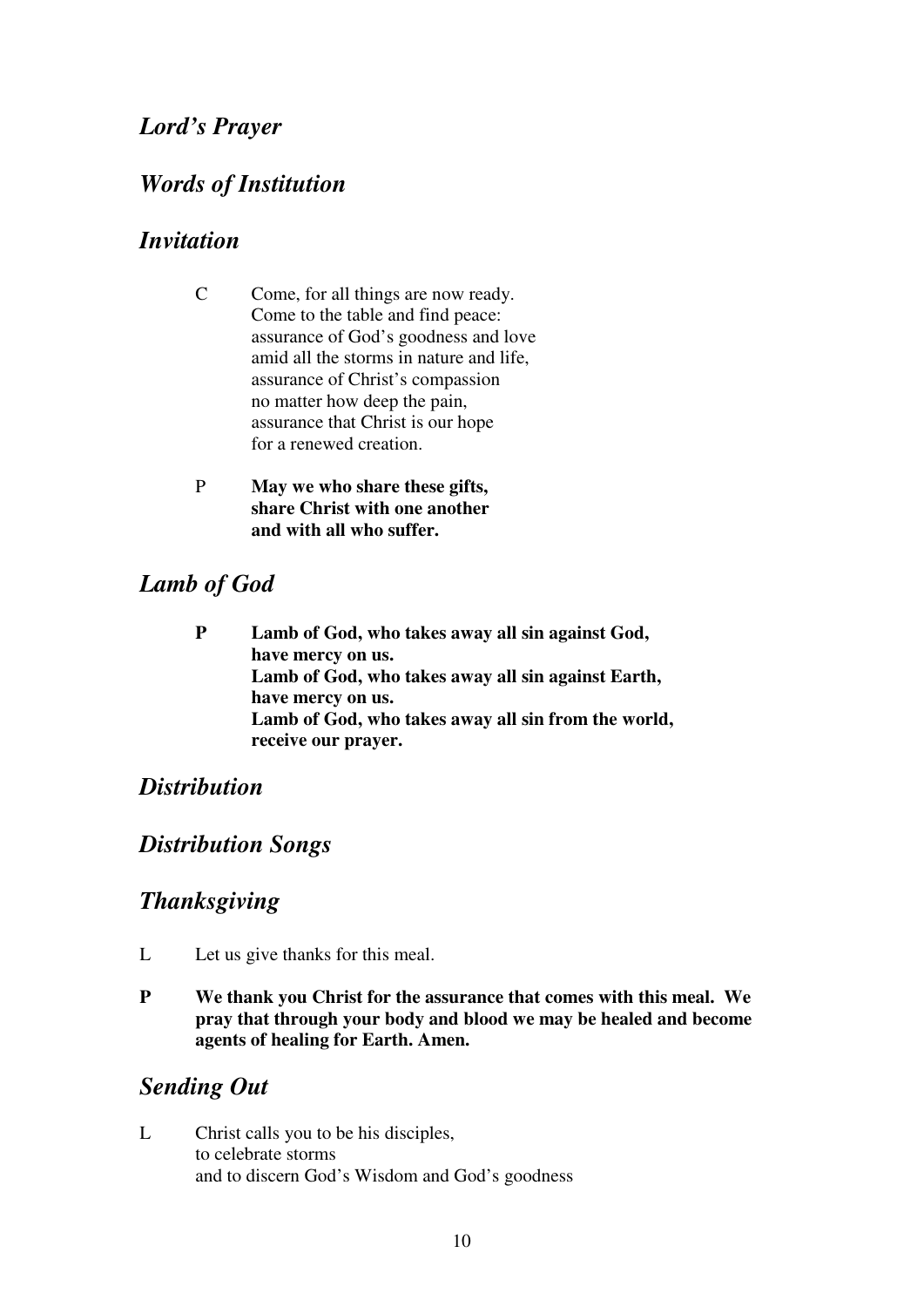## *Lord's Prayer*

## *Words of Institution*

## *Invitation*

C Come, for all things are now ready.
Come to the table and find peace:
assurance of God's goodness and love
amid all the storms in nature and life,
assurance of Christ's compassion
no matter how deep the pain,
assurance that Christ is our hope
for a renewed creation.

P **May we who share these gifts,**
**share Christ with one another**
**and with all who suffer.**

## *Lamb of God*

**P Lamb of God, who takes away all sin against God,**
**have mercy on us.**
**Lamb of God, who takes away all sin against Earth,**
**have mercy on us.**
**Lamb of God, who takes away all sin from the world,**
**receive our prayer.**

## *Distribution*

## *Distribution Songs*

## *Thanksgiving*

L Let us give thanks for this meal.

**P We thank you Christ for the assurance that comes with this meal. We pray that through your body and blood we may be healed and become agents of healing for Earth. Amen.**

## *Sending Out*

L Christ calls you to be his disciples,
to celebrate storms
and to discern God's Wisdom and God's goodness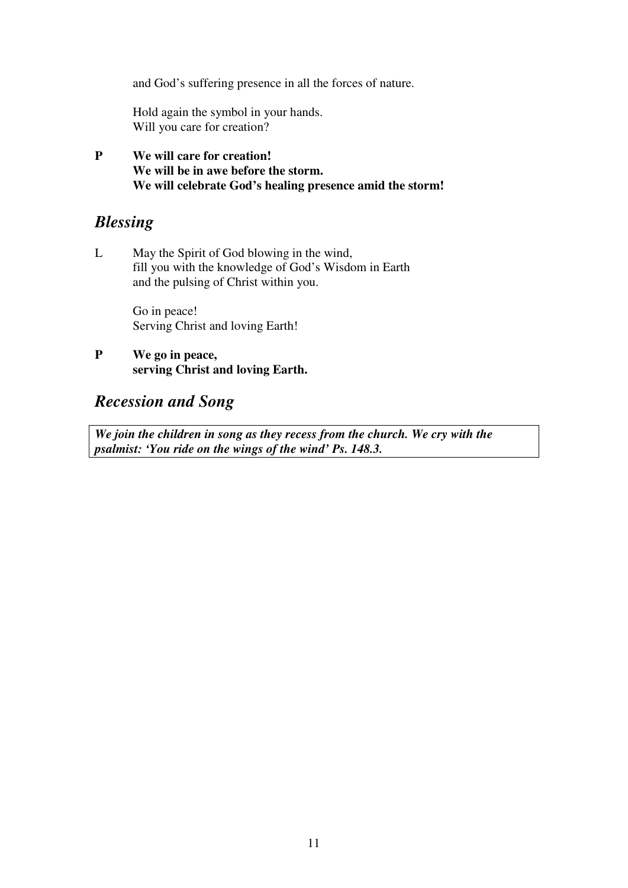and God's suffering presence in all the forces of nature.

Hold again the symbol in your hands.
Will you care for creation?

**P** **We will care for creation!**
**We will be in awe before the storm.**
**We will celebrate God's healing presence amid the storm!**

## *Blessing*

L May the Spirit of God blowing in the wind,
fill you with the knowledge of God's Wisdom in Earth
and the pulsing of Christ within you.

Go in peace!
Serving Christ and loving Earth!

**P** **We go in peace,**
**serving Christ and loving Earth.**

## *Recession and Song*

***We join the children in song as they recess from the church. We cry with the psalmist: 'You ride on the wings of the wind' Ps. 148.3.***